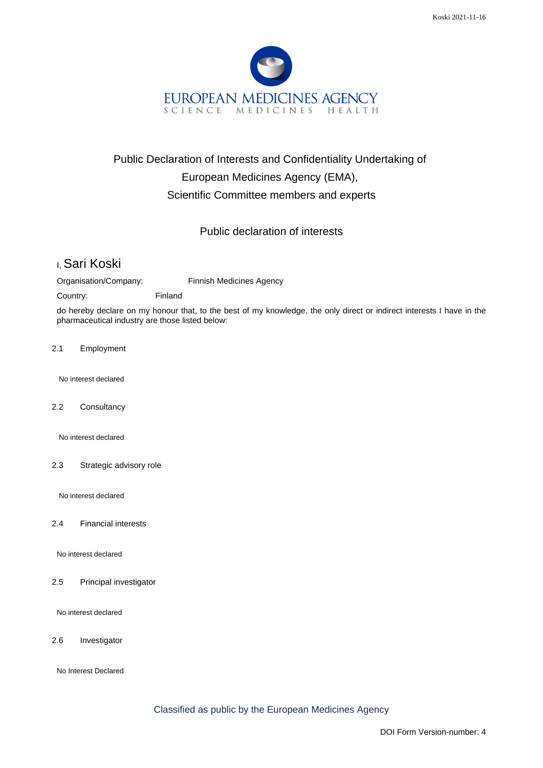EUROPEAN MEDICINES AGENCY
SCIENCE MEDICINES HEALTH

# Public Declaration of Interests and Confidentiality Undertaking of European Medicines Agency (EMA), Scientific Committee members and experts

## Public declaration of interests

I, Sari Koski

Organisation/Company: Finnish Medicines Agency

Country: Finland

do hereby declare on my honour that, to the best of my knowledge, the only direct or indirect interests I have in the pharmaceutical industry are those listed below:

2.1 Employment

No interest declared

2.2 Consultancy

No interest declared

2.3 Strategic advisory role

No interest declared

2.4 Financial interests

No interest declared

2.5 Principal investigator

No interest declared

2.6 Investigator

No Interest Declared

Classified as public by the European Medicines Agency

DOI Form Version-number: 4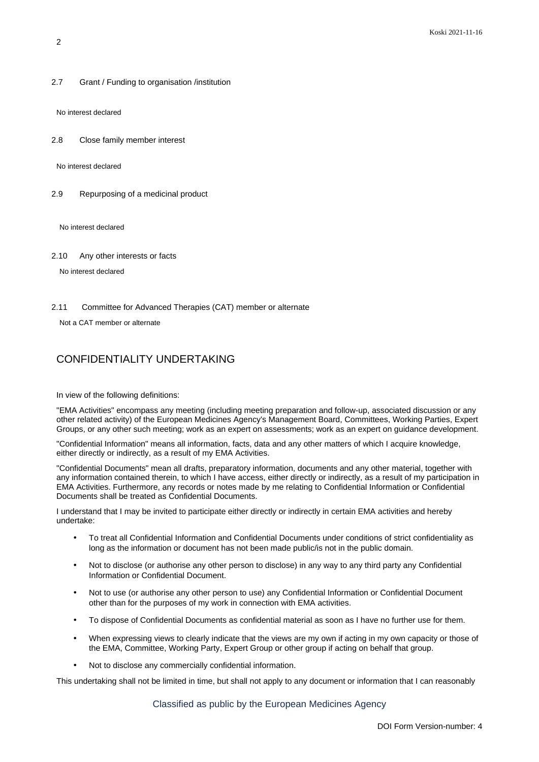2.7 Grant / Funding to organisation /institution

No interest declared

2.8 Close family member interest

No interest declared

2.9 Repurposing of a medicinal product

No interest declared

2.10 Any other interests or facts

No interest declared

2.11 Committee for Advanced Therapies (CAT) member or alternate

Not a CAT member or alternate

## CONFIDENTIALITY UNDERTAKING

In view of the following definitions:

"EMA Activities" encompass any meeting (including meeting preparation and follow-up, associated discussion or any other related activity) of the European Medicines Agency's Management Board, Committees, Working Parties, Expert Groups, or any other such meeting; work as an expert on assessments; work as an expert on guidance development.

"Confidential Information" means all information, facts, data and any other matters of which I acquire knowledge, either directly or indirectly, as a result of my EMA Activities.

"Confidential Documents" mean all drafts, preparatory information, documents and any other material, together with any information contained therein, to which I have access, either directly or indirectly, as a result of my participation in EMA Activities. Furthermore, any records or notes made by me relating to Confidential Information or Confidential Documents shall be treated as Confidential Documents.

I understand that I may be invited to participate either directly or indirectly in certain EMA activities and hereby undertake:

- To treat all Confidential Information and Confidential Documents under conditions of strict confidentiality as long as the information or document has not been made public/is not in the public domain.
- Not to disclose (or authorise any other person to disclose) in any way to any third party any Confidential Information or Confidential Document.
- Not to use (or authorise any other person to use) any Confidential Information or Confidential Document other than for the purposes of my work in connection with EMA activities.
- To dispose of Confidential Documents as confidential material as soon as I have no further use for them.
- When expressing views to clearly indicate that the views are my own if acting in my own capacity or those of the EMA, Committee, Working Party, Expert Group or other group if acting on behalf that group.
- Not to disclose any commercially confidential information.

This undertaking shall not be limited in time, but shall not apply to any document or information that I can reasonably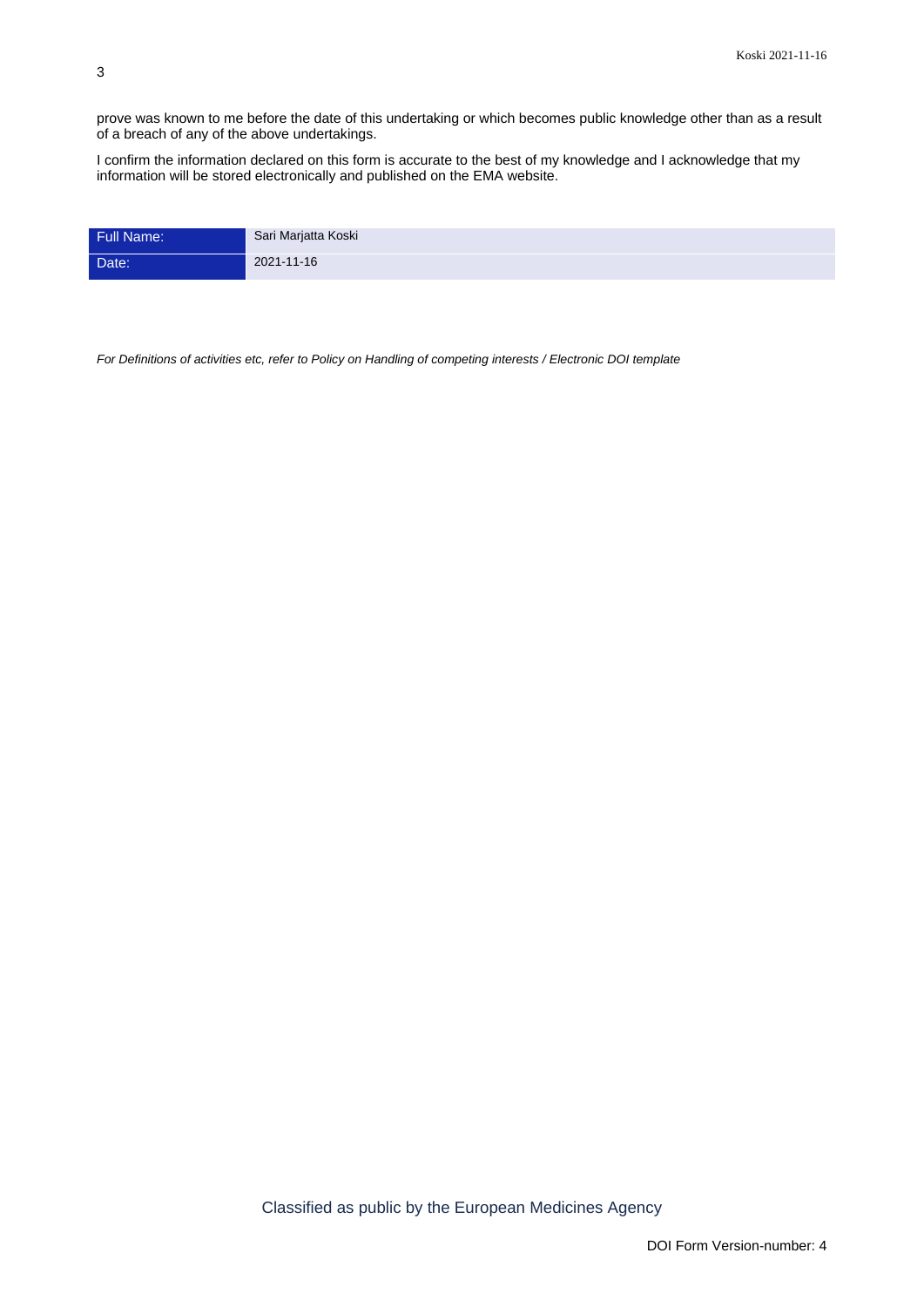prove was known to me before the date of this undertaking or which becomes public knowledge other than as a result of a breach of any of the above undertakings.

I confirm the information declared on this form is accurate to the best of my knowledge and I acknowledge that my information will be stored electronically and published on the EMA website.

| | |
|---|---|
| Full Name: | Sari Marjatta Koski |
| Date: | 2021-11-16 |

*For Definitions of activities etc, refer to Policy on Handling of competing interests / Electronic DOI template*

Classified as public by the European Medicines Agency

DOI Form Version-number: 4